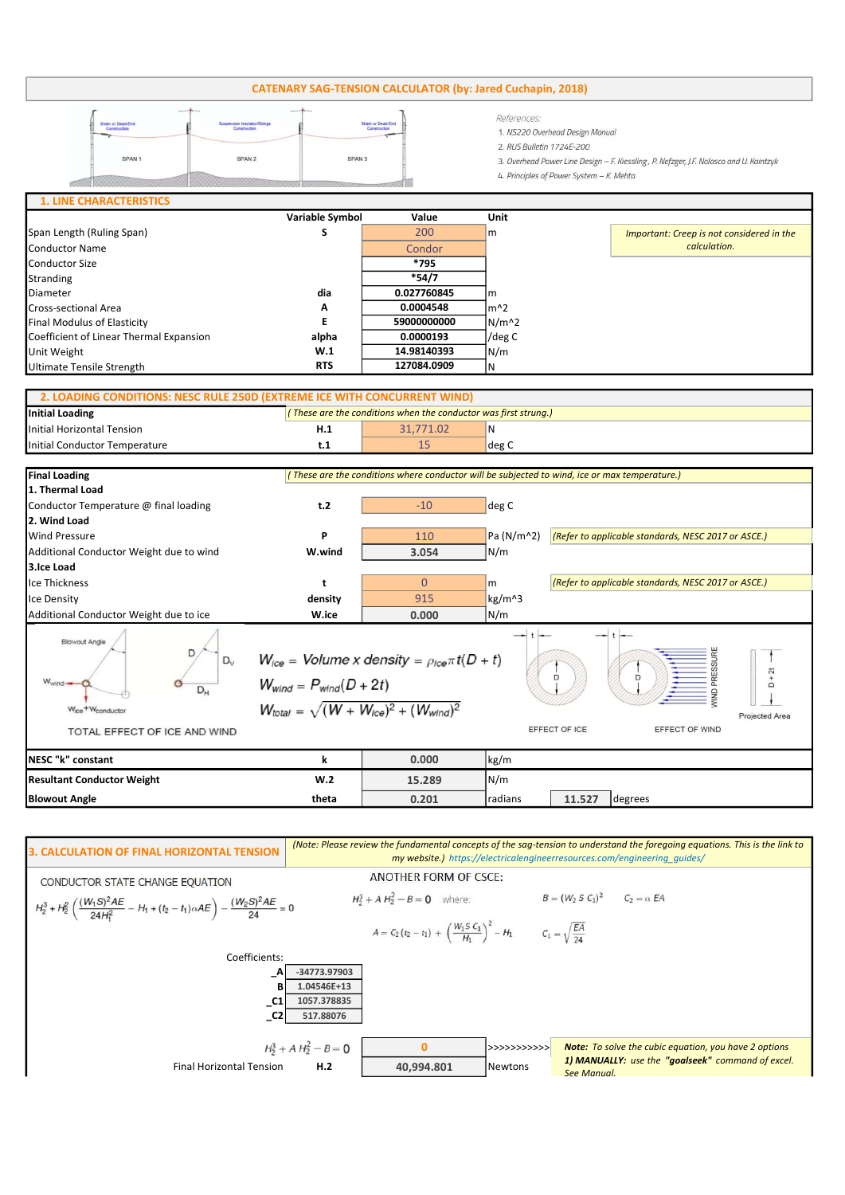# CATENARY SAG-TENSION CALCULATOR (by: Jared Cuchapin, 2018)

*References:*

1. *NS220 Overhead Design Manual*
2. *RUS Bulletin 1724E-200*
3. *Overhead Power Line Design – F. Kiessling, P. Nefzger, J.F. Nolasco and U. Kaintzyk*
4. *Principles of Power System – K. Mehta*

## 1. LINE CHARACTERISTICS

| | Variable Symbol | Value | Unit |
|---|---|---|---|
| Span Length (Ruling Span) | S | 200 | m |
| Conductor Name | | Condor | |
| Conductor Size | | *795 | |
| Stranding | | *54/7 | |
| Diameter | dia | 0.027760845 | m |
| Cross-sectional Area | A | 0.0004548 | m^2 |
| Final Modulus of Elasticity | E | 59000000000 | N/m^2 |
| Coefficient of Linear Thermal Expansion | alpha | 0.0000193 | /deg C |
| Unit Weight | W.1 | 14.98140393 | N/m |
| Ultimate Tensile Strength | RTS | 127084.0909 | N |

*Important: Creep is not considered in the calculation.*

## 2. LOADING CONDITIONS: NESC RULE 250D (EXTREME ICE WITH CONCURRENT WIND)

**Initial Loading** *( These are the conditions when the conductor was first strung.)*

| | | | |
|---|---|---|---|
| Initial Horizontal Tension | H.1 | 31,771.02 | N |
| Initial Conductor Temperature | t.1 | 15 | deg C |

**Final Loading** *( These are the conditions where conductor will be subjected to wind, ice or max temperature.)*

| | | | | |
|---|---|---|---|---|
| **1. Thermal Load** | | | | |
| Conductor Temperature @ final loading | t.2 | -10 | deg C | |
| **2. Wind Load** | | | | |
| Wind Pressure | P | 110 | Pa (N/m^2) | *(Refer to applicable standards, NESC 2017 or ASCE.)* |
| Additional Conductor Weight due to wind | W.wind | 3.054 | N/m | |
| **3.Ice Load** | | | | |
| Ice Thickness | t | 0 | m | *(Refer to applicable standards, NESC 2017 or ASCE.)* |
| Ice Density | density | 915 | kg/m^3 | |
| Additional Conductor Weight due to ice | W.ice | 0.000 | N/m | |

$$W_{ice} = Volume \times density = \rho_{ice}\pi t(D+t)$$

$$W_{wind} = P_{wind}(D+2t)$$

$$W_{total} = \sqrt{(W+W_{ice})^2 + (W_{wind})^2}$$

TOTAL EFFECT OF ICE AND WIND — EFFECT OF ICE — EFFECT OF WIND — Projected Area

| | | | | | |
|---|---|---|---|---|---|
| **NESC "k" constant** | k | 0.000 | kg/m | | |
| **Resultant Conductor Weight** | W.2 | 15.289 | N/m | | |
| **Blowout Angle** | theta | 0.201 | radians | 11.527 | degrees |

## 3. CALCULATION OF FINAL HORIZONTAL TENSION

*(Note: Please review the fundamental concepts of the sag-tension to understand the foregoing equations. This is the link to my website.) https://electricalengineerresources.com/engineering_guides/*

CONDUCTOR STATE CHANGE EQUATION

$$H_2^3 + H_2^2\left(\frac{(W_1 S)^2 AE}{24H_1^2} - H_1 + (t_2 - t_1)\alpha AE\right) - \frac{(W_2 S)^2 AE}{24} = 0$$

ANOTHER FORM OF CSCE:

$$H_2^3 + A\,H_2^2 - B = 0 \quad \text{where:} \quad B = (W_2\,S\,C_1)^2 \qquad C_2 = \alpha\,EA$$

$$A = C_2(t_2 - t_1) + \left(\frac{W_1 S\,C_1}{H_1}\right)^2 - H_1 \qquad C_1 = \sqrt{\frac{EA}{24}}$$

Coefficients:

| | |
|---|---|
| _A | -34773.97903 |
| B | 1.04546E+13 |
| _C1 | 1057.378835 |
| _C2 | 517.88076 |

| | | | |
|---|---|---|---|
| $H_2^3 + A\,H_2^2 - B = 0$ | | 0 | >>>>>>>>>>>> |
| Final Horizontal Tension | H.2 | 40,994.801 | Newtons |

**Note:** *To solve the cubic equation, you have 2 options*
***1) MANUALLY:*** *use the **"goalseek"** command of excel. See Manual.*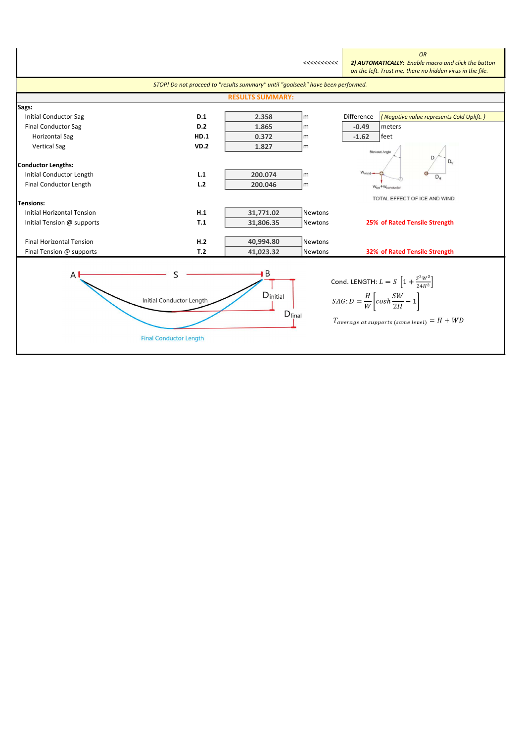<<<<<<<<<<<

*OR*
***2) AUTOMATICALLY:** Enable macro and click the button on the left. Trust me, there no hidden virus in the file.*

*STOP! Do not proceed to "results summary" until "goalseek" have been performed.*

## RESULTS SUMMARY:

| | | | | | |
|---|---|---|---|---|---|
| **Sags:** | | | | | |
| Initial Conductor Sag | **D.1** | 2.358 | m | Difference | *( Negative value represents Cold Uplift. )* |
| Final Conductor Sag | **D.2** | 1.865 | m | -0.49 | meters |
| Horizontal Sag | **HD.1** | 0.372 | m | -1.62 | feet |
| Vertical Sag | **VD.2** | 1.827 | m | | |
| **Conductor Lengths:** | | | | | |
| Initial Conductor Length | **L.1** | 200.074 | m | | |
| Final Conductor Length | **L.2** | 200.046 | m | | |
| **Tensions:** | | | | | |
| Initial Horizontal Tension | **H.1** | 31,771.02 | Newtons | | |
| Initial Tension @ supports | **T.1** | 31,806.35 | Newtons | **25% of Rated Tensile Strength** | |
| Final Horizontal Tension | **H.2** | 40,994.80 | Newtons | | |
| Final Tension @ supports | **T.2** | 41,023.32 | Newtons | **32% of Rated Tensile Strength** | |

Blowout Angle

$W_{wind}$

$W_{ice}+W_{conductor}$

D

$D_V$

$D_H$

TOTAL EFFECT OF ICE AND WIND

A

S

B

$D_{initial}$

$D_{final}$

Initial Conductor Length

Final Conductor Length

Cond. LENGTH: $L = S\left[1 + \frac{S^2 W^2}{24H^2}\right]$

$SAG: D = \frac{H}{W}\left[\cosh\frac{SW}{2H} - 1\right]$

$T_{average\ at\ supports\ (same\ level)} = H + WD$